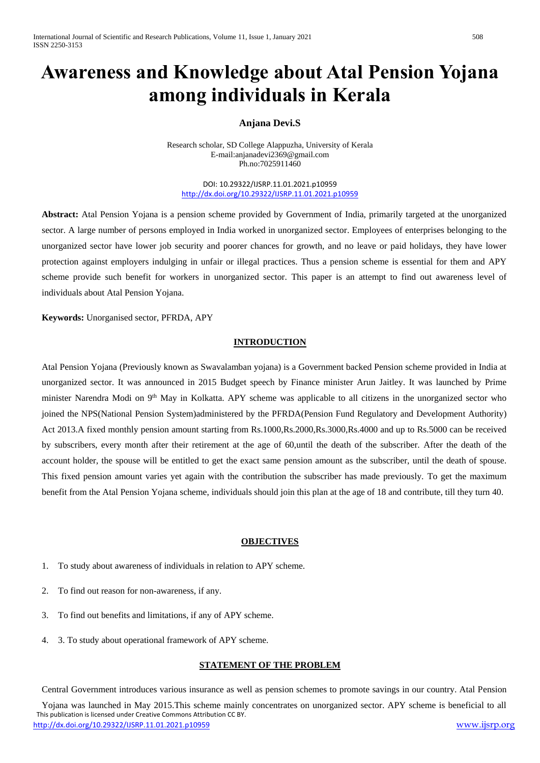# Awareness and Knowledge about Atal Pension Yojana among individuals in Kerala

**Anjana Devi.S**

Research scholar, SD College Alappuzha, University of Kerala
E-mail:anjanadevi2369@gmail.com
Ph.no:7025911460

DOI: 10.29322/IJSRP.11.01.2021.p10959
http://dx.doi.org/10.29322/IJSRP.11.01.2021.p10959

**Abstract:** Atal Pension Yojana is a pension scheme provided by Government of India, primarily targeted at the unorganized sector. A large number of persons employed in India worked in unorganized sector. Employees of enterprises belonging to the unorganized sector have lower job security and poorer chances for growth, and no leave or paid holidays, they have lower protection against employers indulging in unfair or illegal practices. Thus a pension scheme is essential for them and APY scheme provide such benefit for workers in unorganized sector. This paper is an attempt to find out awareness level of individuals about Atal Pension Yojana.

**Keywords:** Unorganised sector, PFRDA, APY

## INTRODUCTION

Atal Pension Yojana (Previously known as Swavalamban yojana) is a Government backed Pension scheme provided in India at unorganized sector. It was announced in 2015 Budget speech by Finance minister Arun Jaitley. It was launched by Prime minister Narendra Modi on 9th May in Kolkatta. APY scheme was applicable to all citizens in the unorganized sector who joined the NPS(National Pension System)administered by the PFRDA(Pension Fund Regulatory and Development Authority) Act 2013.A fixed monthly pension amount starting from Rs.1000,Rs.2000,Rs.3000,Rs.4000 and up to Rs.5000 can be received by subscribers, every month after their retirement at the age of 60,until the death of the subscriber. After the death of the account holder, the spouse will be entitled to get the exact same pension amount as the subscriber, until the death of spouse. This fixed pension amount varies yet again with the contribution the subscriber has made previously. To get the maximum benefit from the Atal Pension Yojana scheme, individuals should join this plan at the age of 18 and contribute, till they turn 40.

## OBJECTIVES

1. To study about awareness of individuals in relation to APY scheme.
2. To find out reason for non-awareness, if any.
3. To find out benefits and limitations, if any of APY scheme.
4. 3. To study about operational framework of APY scheme.

## STATEMENT OF THE PROBLEM

Central Government introduces various insurance as well as pension schemes to promote savings in our country. Atal Pension Yojana was launched in May 2015.This scheme mainly concentrates on unorganized sector. APY scheme is beneficial to all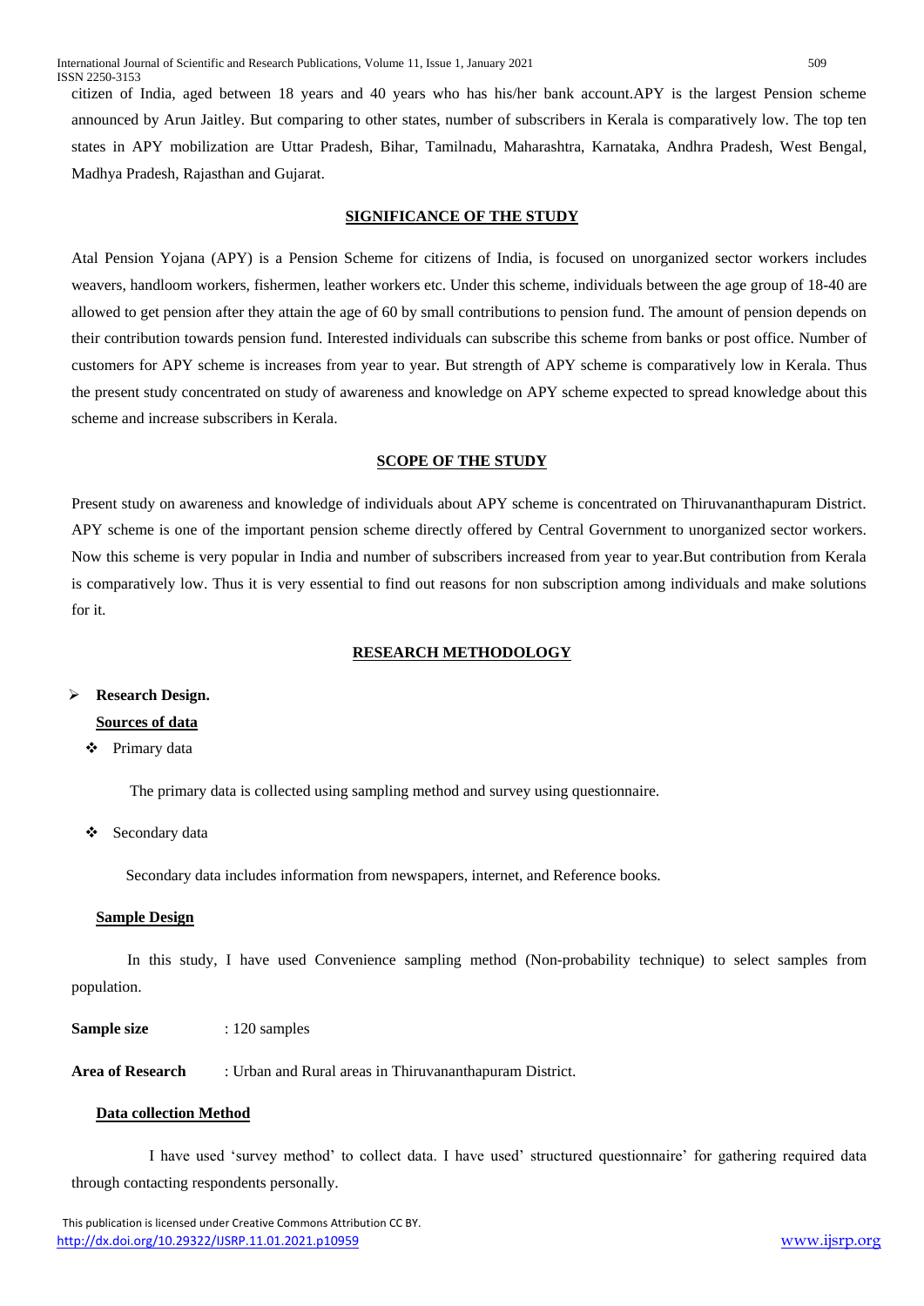citizen of India, aged between 18 years and 40 years who has his/her bank account.APY is the largest Pension scheme announced by Arun Jaitley. But comparing to other states, number of subscribers in Kerala is comparatively low. The top ten states in APY mobilization are Uttar Pradesh, Bihar, Tamilnadu, Maharashtra, Karnataka, Andhra Pradesh, West Bengal, Madhya Pradesh, Rajasthan and Gujarat.

## SIGNIFICANCE OF THE STUDY

Atal Pension Yojana (APY) is a Pension Scheme for citizens of India, is focused on unorganized sector workers includes weavers, handloom workers, fishermen, leather workers etc. Under this scheme, individuals between the age group of 18-40 are allowed to get pension after they attain the age of 60 by small contributions to pension fund. The amount of pension depends on their contribution towards pension fund. Interested individuals can subscribe this scheme from banks or post office. Number of customers for APY scheme is increases from year to year. But strength of APY scheme is comparatively low in Kerala. Thus the present study concentrated on study of awareness and knowledge on APY scheme expected to spread knowledge about this scheme and increase subscribers in Kerala.

## SCOPE OF THE STUDY

Present study on awareness and knowledge of individuals about APY scheme is concentrated on Thiruvananthapuram District. APY scheme is one of the important pension scheme directly offered by Central Government to unorganized sector workers. Now this scheme is very popular in India and number of subscribers increased from year to year.But contribution from Kerala is comparatively low. Thus it is very essential to find out reasons for non subscription among individuals and make solutions for it.

## RESEARCH METHODOLOGY

- **Research Design.**

**Sources of data**

- Primary data

The primary data is collected using sampling method and survey using questionnaire.

- Secondary data

Secondary data includes information from newspapers, internet, and Reference books.

**Sample Design**

In this study, I have used Convenience sampling method (Non-probability technique) to select samples from population.

**Sample size** : 120 samples

**Area of Research** : Urban and Rural areas in Thiruvananthapuram District.

**Data collection Method**

I have used 'survey method' to collect data. I have used' structured questionnaire' for gathering required data through contacting respondents personally.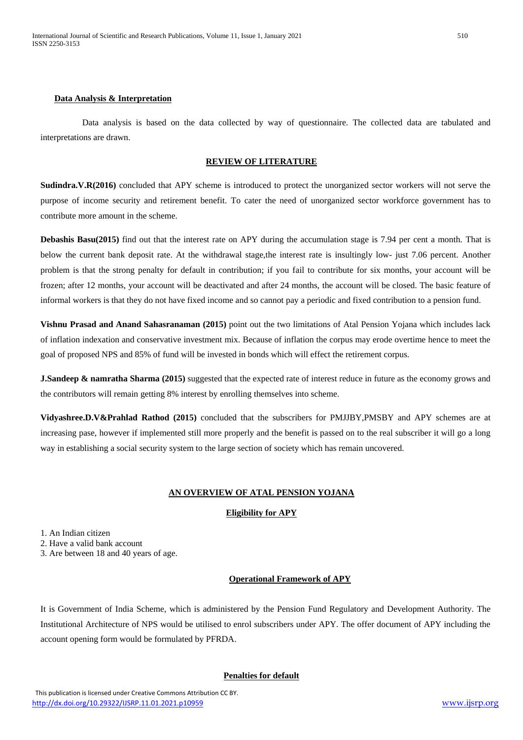**Data Analysis & Interpretation**

Data analysis is based on the data collected by way of questionnaire. The collected data are tabulated and interpretations are drawn.

## REVIEW OF LITERATURE

**Sudindra.V.R(2016)** concluded that APY scheme is introduced to protect the unorganized sector workers will not serve the purpose of income security and retirement benefit. To cater the need of unorganized sector workforce government has to contribute more amount in the scheme.

**Debashis Basu(2015)** find out that the interest rate on APY during the accumulation stage is 7.94 per cent a month. That is below the current bank deposit rate. At the withdrawal stage,the interest rate is insultingly low- just 7.06 percent. Another problem is that the strong penalty for default in contribution; if you fail to contribute for six months, your account will be frozen; after 12 months, your account will be deactivated and after 24 months, the account will be closed. The basic feature of informal workers is that they do not have fixed income and so cannot pay a periodic and fixed contribution to a pension fund.

**Vishnu Prasad and Anand Sahasranaman (2015)** point out the two limitations of Atal Pension Yojana which includes lack of inflation indexation and conservative investment mix. Because of inflation the corpus may erode overtime hence to meet the goal of proposed NPS and 85% of fund will be invested in bonds which will effect the retirement corpus.

**J.Sandeep & namratha Sharma (2015)** suggested that the expected rate of interest reduce in future as the economy grows and the contributors will remain getting 8% interest by enrolling themselves into scheme.

**Vidyashree.D.V&Prahlad Rathod (2015)** concluded that the subscribers for PMJJBY,PMSBY and APY schemes are at increasing pase, however if implemented still more properly and the benefit is passed on to the real subscriber it will go a long way in establishing a social security system to the large section of society which has remain uncovered.

## AN OVERVIEW OF ATAL PENSION YOJANA

### Eligibility for APY

1. An Indian citizen
2. Have a valid bank account
3. Are between 18 and 40 years of age.

### Operational Framework of APY

It is Government of India Scheme, which is administered by the Pension Fund Regulatory and Development Authority. The Institutional Architecture of NPS would be utilised to enrol subscribers under APY. The offer document of APY including the account opening form would be formulated by PFRDA.

### Penalties for default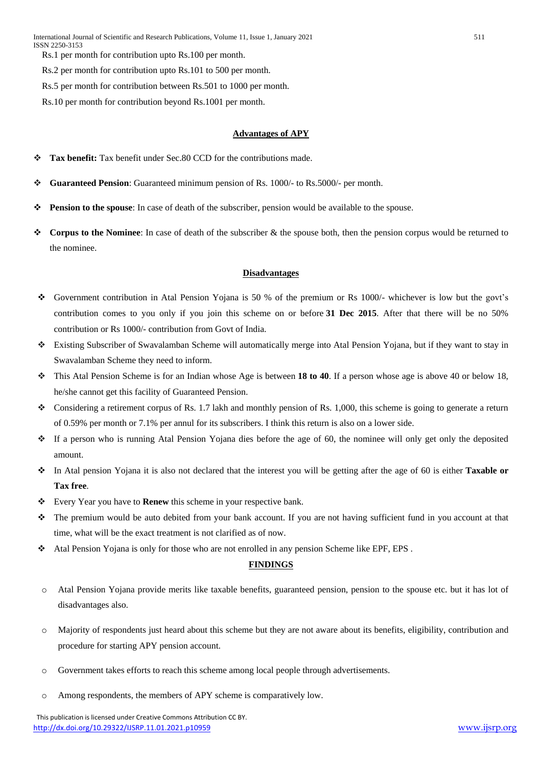Rs.1 per month for contribution upto Rs.100 per month.

Rs.2 per month for contribution upto Rs.101 to 500 per month.

Rs.5 per month for contribution between Rs.501 to 1000 per month.

Rs.10 per month for contribution beyond Rs.1001 per month.

## Advantages of APY

- **Tax benefit:** Tax benefit under Sec.80 CCD for the contributions made.
- **Guaranteed Pension**: Guaranteed minimum pension of Rs. 1000/- to Rs.5000/- per month.
- **Pension to the spouse**: In case of death of the subscriber, pension would be available to the spouse.
- **Corpus to the Nominee**: In case of death of the subscriber & the spouse both, then the pension corpus would be returned to the nominee.

## Disadvantages

- Government contribution in Atal Pension Yojana is 50 % of the premium or Rs 1000/- whichever is low but the govt's contribution comes to you only if you join this scheme on or before **31 Dec 2015**. After that there will be no 50% contribution or Rs 1000/- contribution from Govt of India.
- Existing Subscriber of Swavalamban Scheme will automatically merge into Atal Pension Yojana, but if they want to stay in Swavalamban Scheme they need to inform.
- This Atal Pension Scheme is for an Indian whose Age is between **18 to 40**. If a person whose age is above 40 or below 18, he/she cannot get this facility of Guaranteed Pension.
- Considering a retirement corpus of Rs. 1.7 lakh and monthly pension of Rs. 1,000, this scheme is going to generate a return of 0.59% per month or 7.1% per annul for its subscribers. I think this return is also on a lower side.
- If a person who is running Atal Pension Yojana dies before the age of 60, the nominee will only get only the deposited amount.
- In Atal pension Yojana it is also not declared that the interest you will be getting after the age of 60 is either **Taxable or Tax free**.
- Every Year you have to **Renew** this scheme in your respective bank.
- The premium would be auto debited from your bank account. If you are not having sufficient fund in you account at that time, what will be the exact treatment is not clarified as of now.
- Atal Pension Yojana is only for those who are not enrolled in any pension Scheme like EPF, EPS .

## FINDINGS

- Atal Pension Yojana provide merits like taxable benefits, guaranteed pension, pension to the spouse etc. but it has lot of disadvantages also.
- Majority of respondents just heard about this scheme but they are not aware about its benefits, eligibility, contribution and procedure for starting APY pension account.
- Government takes efforts to reach this scheme among local people through advertisements.
- Among respondents, the members of APY scheme is comparatively low.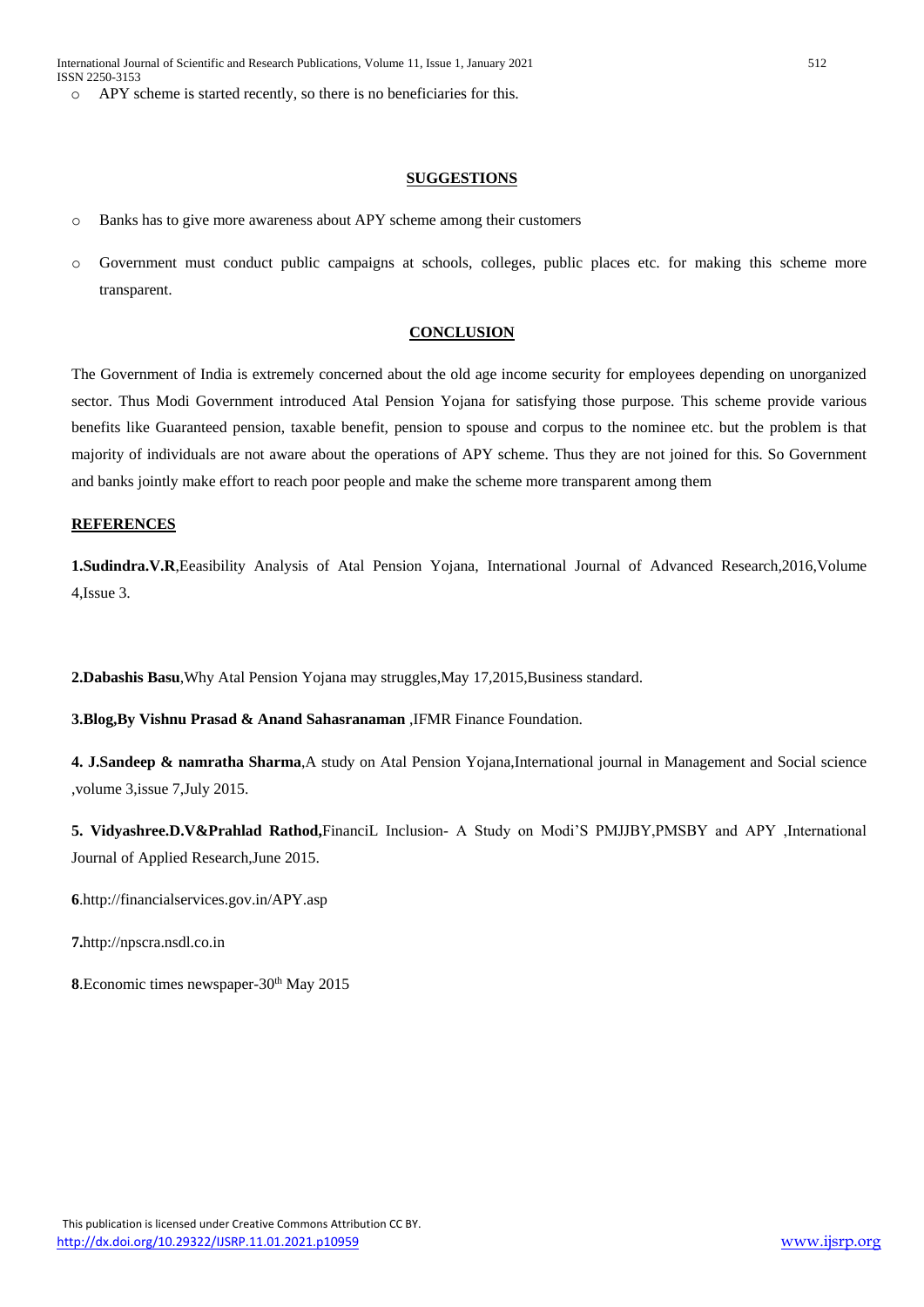- APY scheme is started recently, so there is no beneficiaries for this.

## SUGGESTIONS

- Banks has to give more awareness about APY scheme among their customers
- Government must conduct public campaigns at schools, colleges, public places etc. for making this scheme more transparent.

## CONCLUSION

The Government of India is extremely concerned about the old age income security for employees depending on unorganized sector. Thus Modi Government introduced Atal Pension Yojana for satisfying those purpose. This scheme provide various benefits like Guaranteed pension, taxable benefit, pension to spouse and corpus to the nominee etc. but the problem is that majority of individuals are not aware about the operations of APY scheme. Thus they are not joined for this. So Government and banks jointly make effort to reach poor people and make the scheme more transparent among them

## REFERENCES

**1.Sudindra.V.R**,Eeasibility Analysis of Atal Pension Yojana, International Journal of Advanced Research,2016,Volume 4,Issue 3.

**2.Dabashis Basu**,Why Atal Pension Yojana may struggles,May 17,2015,Business standard.

**3.Blog,By Vishnu Prasad & Anand Sahasranaman** ,IFMR Finance Foundation.

**4. J.Sandeep & namratha Sharma**,A study on Atal Pension Yojana,International journal in Management and Social science ,volume 3,issue 7,July 2015.

**5. Vidyashree.D.V&Prahlad Rathod,**FinanciL Inclusion- A Study on Modi'S PMJJBY,PMSBY and APY ,International Journal of Applied Research,June 2015.

**6**.http://financialservices.gov.in/APY.asp

**7.**http://npscra.nsdl.co.in

**8**.Economic times newspaper-30th May 2015